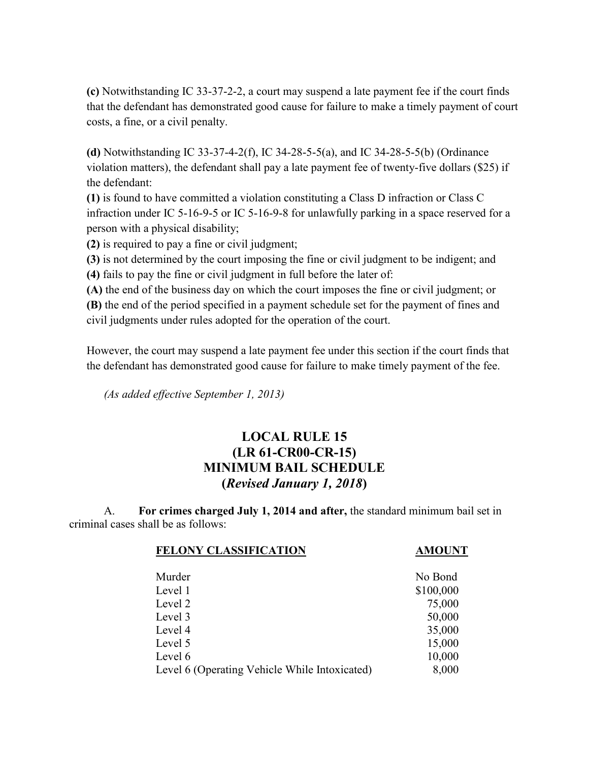**(c)** Notwithstanding IC 33-37-2-2, a court may suspend a late payment fee if the court finds that the defendant has demonstrated good cause for failure to make a timely payment of court costs, a fine, or a civil penalty.

**(d)** Notwithstanding IC 33-37-4-2(f), IC 34-28-5-5(a), and IC 34-28-5-5(b) (Ordinance violation matters), the defendant shall pay a late payment fee of twenty-five dollars ($25) if the defendant:

**(1)** is found to have committed a violation constituting a Class D infraction or Class C infraction under IC 5-16-9-5 or IC 5-16-9-8 for unlawfully parking in a space reserved for a person with a physical disability;

**(2)** is required to pay a fine or civil judgment;

**(3)** is not determined by the court imposing the fine or civil judgment to be indigent; and

**(4)** fails to pay the fine or civil judgment in full before the later of:

**(A)** the end of the business day on which the court imposes the fine or civil judgment; or

**(B)** the end of the period specified in a payment schedule set for the payment of fines and civil judgments under rules adopted for the operation of the court.

However, the court may suspend a late payment fee under this section if the court finds that the defendant has demonstrated good cause for failure to make timely payment of the fee.

*(As added effective September 1, 2013)*

## LOCAL RULE 15
## (LR 61-CR00-CR-15)
## MINIMUM BAIL SCHEDULE
## (*Revised January 1, 2018*)

A. **For crimes charged July 1, 2014 and after,** the standard minimum bail set in criminal cases shall be as follows:

| **FELONY CLASSIFICATION** | **AMOUNT** |
|---|---|
| Murder | No Bond |
| Level 1 | $100,000 |
| Level 2 | 75,000 |
| Level 3 | 50,000 |
| Level 4 | 35,000 |
| Level 5 | 15,000 |
| Level 6 | 10,000 |
| Level 6 (Operating Vehicle While Intoxicated) | 8,000 |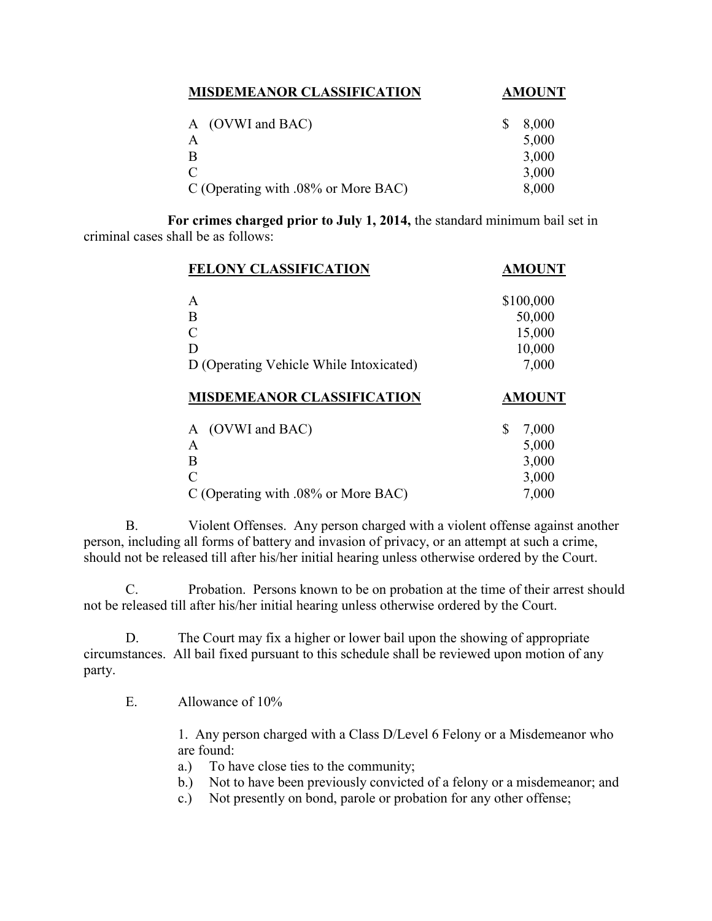| MISDEMEANOR CLASSIFICATION | AMOUNT |
|---|---|
| A (OVWI and BAC) | $ 8,000 |
| A | 5,000 |
| B | 3,000 |
| C | 3,000 |
| C (Operating with .08% or More BAC) | 8,000 |

**For crimes charged prior to July 1, 2014,** the standard minimum bail set in criminal cases shall be as follows:

| FELONY CLASSIFICATION | AMOUNT |
|---|---|
| A | $100,000 |
| B | 50,000 |
| C | 15,000 |
| D | 10,000 |
| D (Operating Vehicle While Intoxicated) | 7,000 |

| MISDEMEANOR CLASSIFICATION | AMOUNT |
|---|---|
| A (OVWI and BAC) | $ 7,000 |
| A | 5,000 |
| B | 3,000 |
| C | 3,000 |
| C (Operating with .08% or More BAC) | 7,000 |

B. Violent Offenses. Any person charged with a violent offense against another person, including all forms of battery and invasion of privacy, or an attempt at such a crime, should not be released till after his/her initial hearing unless otherwise ordered by the Court.

C. Probation. Persons known to be on probation at the time of their arrest should not be released till after his/her initial hearing unless otherwise ordered by the Court.

D. The Court may fix a higher or lower bail upon the showing of appropriate circumstances. All bail fixed pursuant to this schedule shall be reviewed upon motion of any party.

E. Allowance of 10%

1. Any person charged with a Class D/Level 6 Felony or a Misdemeanor who are found:

a.) To have close ties to the community;
b.) Not to have been previously convicted of a felony or a misdemeanor; and
c.) Not presently on bond, parole or probation for any other offense;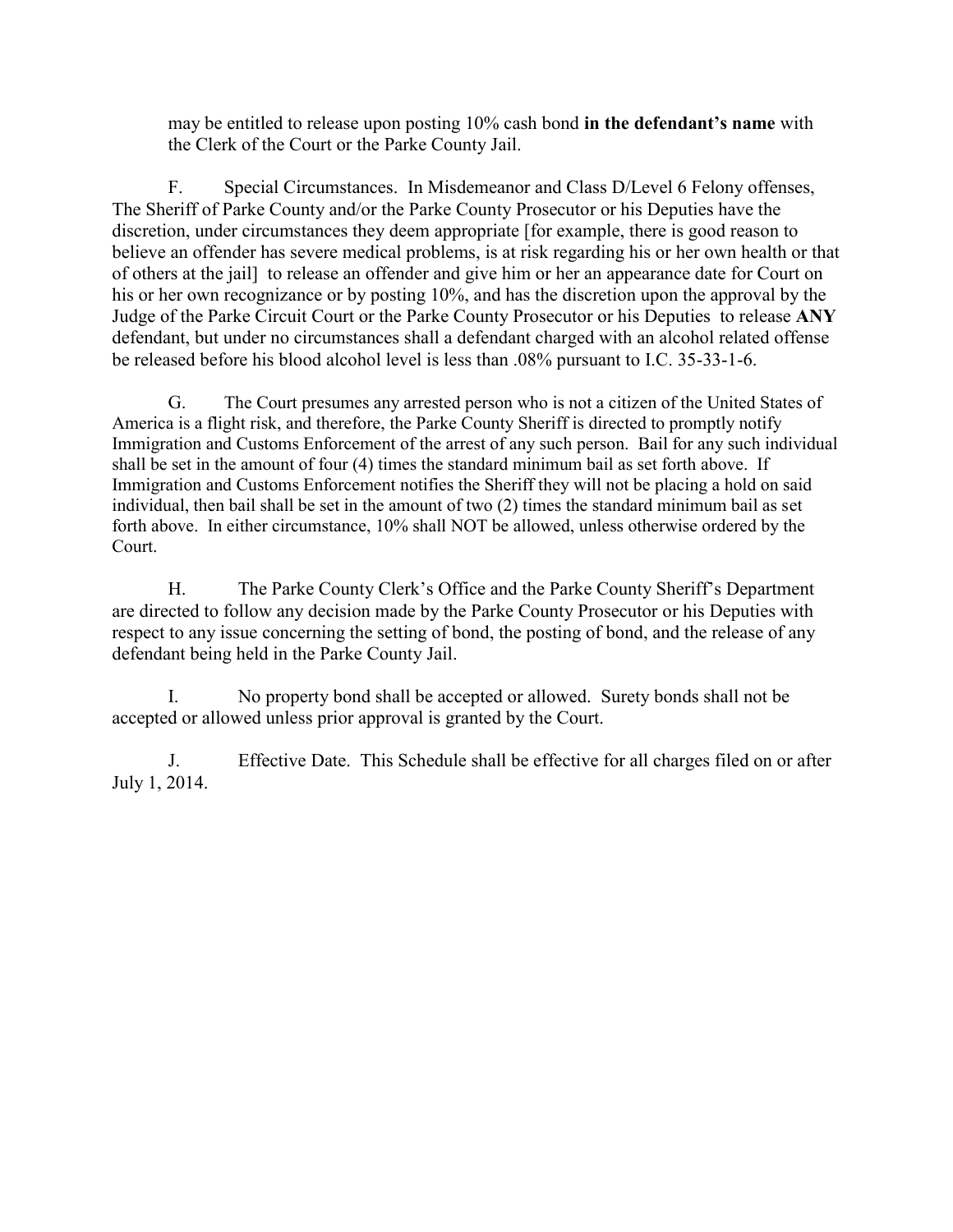may be entitled to release upon posting 10% cash bond **in the defendant's name** with the Clerk of the Court or the Parke County Jail.

F. Special Circumstances. In Misdemeanor and Class D/Level 6 Felony offenses, The Sheriff of Parke County and/or the Parke County Prosecutor or his Deputies have the discretion, under circumstances they deem appropriate [for example, there is good reason to believe an offender has severe medical problems, is at risk regarding his or her own health or that of others at the jail] to release an offender and give him or her an appearance date for Court on his or her own recognizance or by posting 10%, and has the discretion upon the approval by the Judge of the Parke Circuit Court or the Parke County Prosecutor or his Deputies to release **ANY** defendant, but under no circumstances shall a defendant charged with an alcohol related offense be released before his blood alcohol level is less than .08% pursuant to I.C. 35-33-1-6.

G. The Court presumes any arrested person who is not a citizen of the United States of America is a flight risk, and therefore, the Parke County Sheriff is directed to promptly notify Immigration and Customs Enforcement of the arrest of any such person. Bail for any such individual shall be set in the amount of four (4) times the standard minimum bail as set forth above. If Immigration and Customs Enforcement notifies the Sheriff they will not be placing a hold on said individual, then bail shall be set in the amount of two (2) times the standard minimum bail as set forth above. In either circumstance, 10% shall NOT be allowed, unless otherwise ordered by the Court.

H. The Parke County Clerk's Office and the Parke County Sheriff's Department are directed to follow any decision made by the Parke County Prosecutor or his Deputies with respect to any issue concerning the setting of bond, the posting of bond, and the release of any defendant being held in the Parke County Jail.

I. No property bond shall be accepted or allowed. Surety bonds shall not be accepted or allowed unless prior approval is granted by the Court.

J. Effective Date. This Schedule shall be effective for all charges filed on or after July 1, 2014.